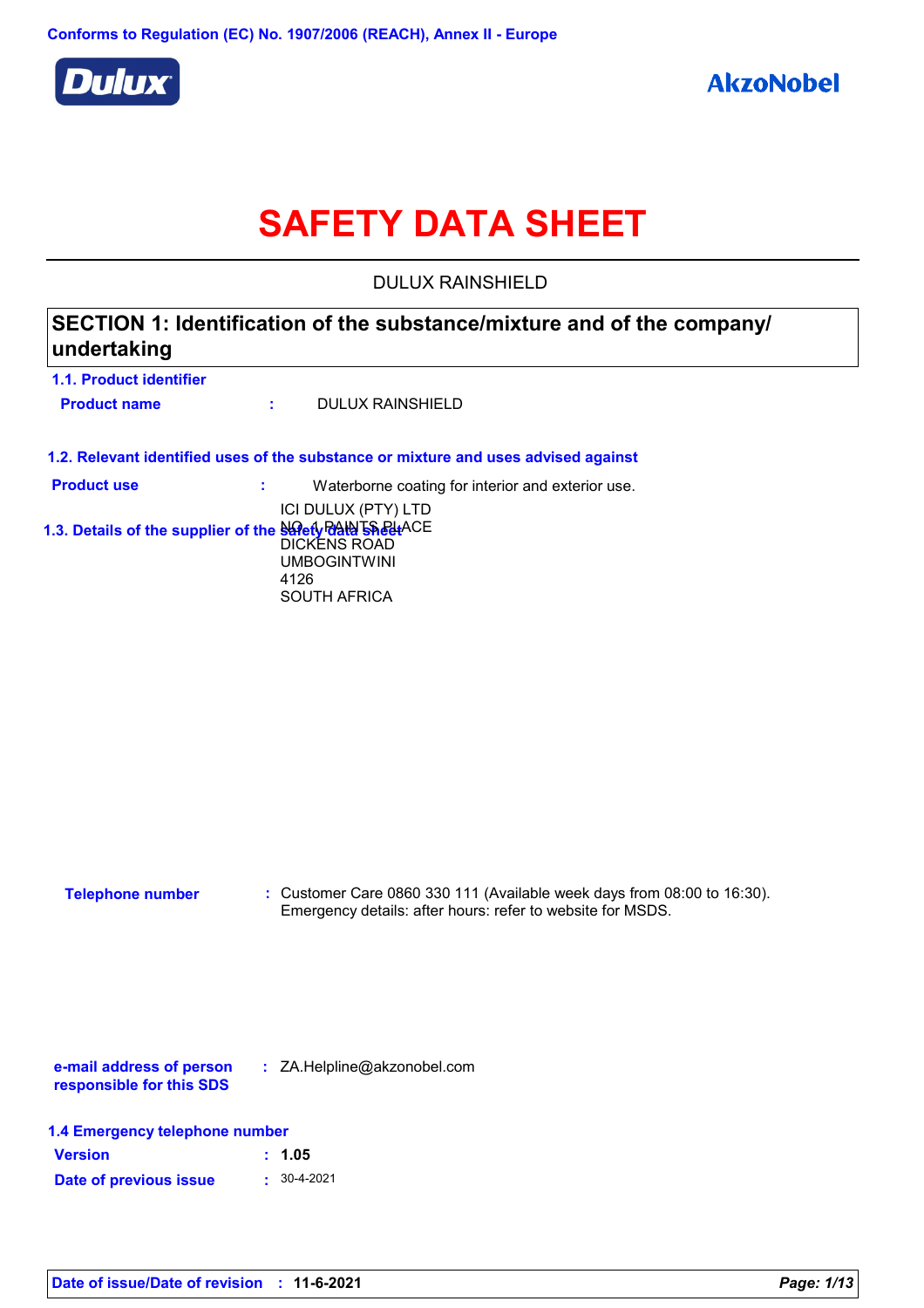Conforms to Regulation (EC) No. 1907/2006 (REACH), Annex II - Europe

Dulux

AkzoNobel

# SAFETY DATA SHEET

DULUX RAINSHIELD

## SECTION 1: Identification of the substance/mixture and of the company/ undertaking

### 1.1. Product identifier

**Product name** : DULUX RAINSHIELD

### 1.2. Relevant identified uses of the substance or mixture and uses advised against

**Product use** : Waterborne coating for interior and exterior use.

### 1.3. Details of the supplier of the safety data sheet

ICI DULUX (PTY) LTD
NO. 1 PAINTS PLACE
DICKENS ROAD
UMBOGINTWINI
4126
SOUTH AFRICA

**Telephone number** : Customer Care 0860 330 111 (Available week days from 08:00 to 16:30).
Emergency details: after hours: refer to website for MSDS.

**e-mail address of person responsible for this SDS** : ZA.Helpline@akzonobel.com

### 1.4 Emergency telephone number

**Version** : **1.05**

**Date of previous issue** : 30-4-2021

**Date of issue/Date of revision** : **11-6-2021**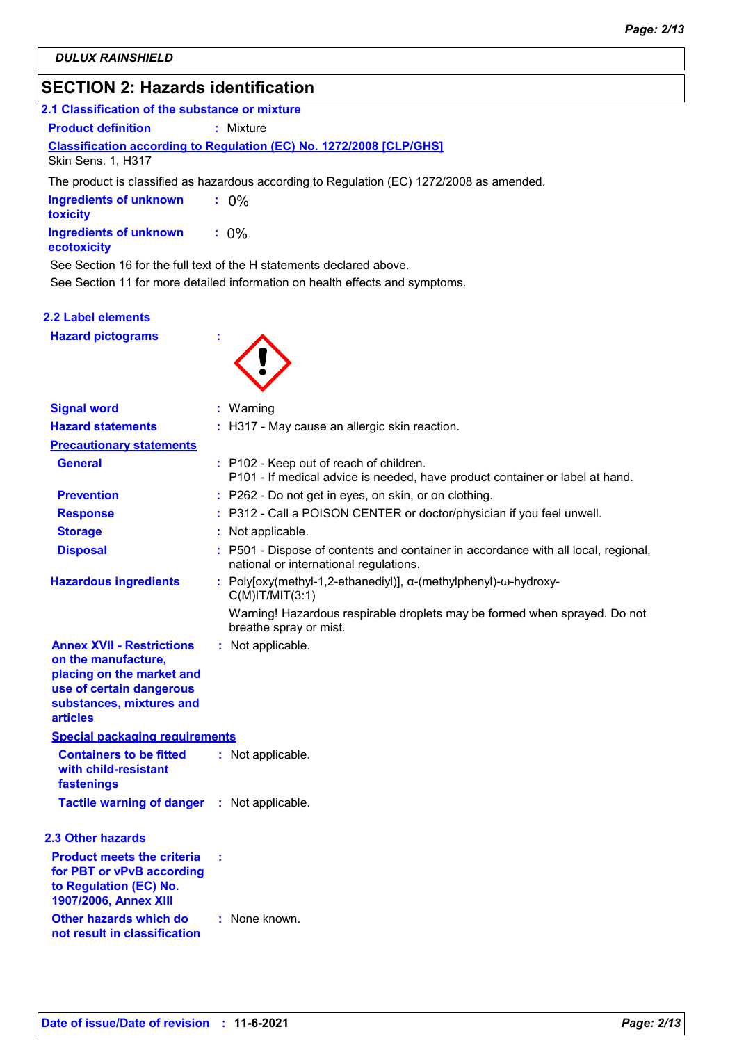DULUX RAINSHIELD

## SECTION 2: Hazards identification

### 2.1 Classification of the substance or mixture

**Product definition** : Mixture

**Classification according to Regulation (EC) No. 1272/2008 [CLP/GHS]**

Skin Sens. 1, H317

The product is classified as hazardous according to Regulation (EC) 1272/2008 as amended.

**Ingredients of unknown toxicity** : 0%

**Ingredients of unknown ecotoxicity** : 0%

See Section 16 for the full text of the H statements declared above.

See Section 11 for more detailed information on health effects and symptoms.

### 2.2 Label elements

**Hazard pictograms** :

**Signal word** : Warning

**Hazard statements** : H317 - May cause an allergic skin reaction.

**Precautionary statements**

**General** : P102 - Keep out of reach of children.
P101 - If medical advice is needed, have product container or label at hand.

**Prevention** : P262 - Do not get in eyes, on skin, or on clothing.

**Response** : P312 - Call a POISON CENTER or doctor/physician if you feel unwell.

**Storage** : Not applicable.

**Disposal** : P501 - Dispose of contents and container in accordance with all local, regional, national or international regulations.

**Hazardous ingredients** : Poly[oxy(methyl-1,2-ethanediyl)], α-(methylphenyl)-ω-hydroxy-
C(M)IT/MIT(3:1)

Warning! Hazardous respirable droplets may be formed when sprayed. Do not breathe spray or mist.

**Annex XVII - Restrictions on the manufacture, placing on the market and use of certain dangerous substances, mixtures and articles** : Not applicable.

**Special packaging requirements**

**Containers to be fitted with child-resistant fastenings** : Not applicable.

**Tactile warning of danger** : Not applicable.

### 2.3 Other hazards

**Product meets the criteria for PBT or vPvB according to Regulation (EC) No. 1907/2006, Annex XIII** :

**Other hazards which do not result in classification** : None known.

**Date of issue/Date of revision** : 11-6-2021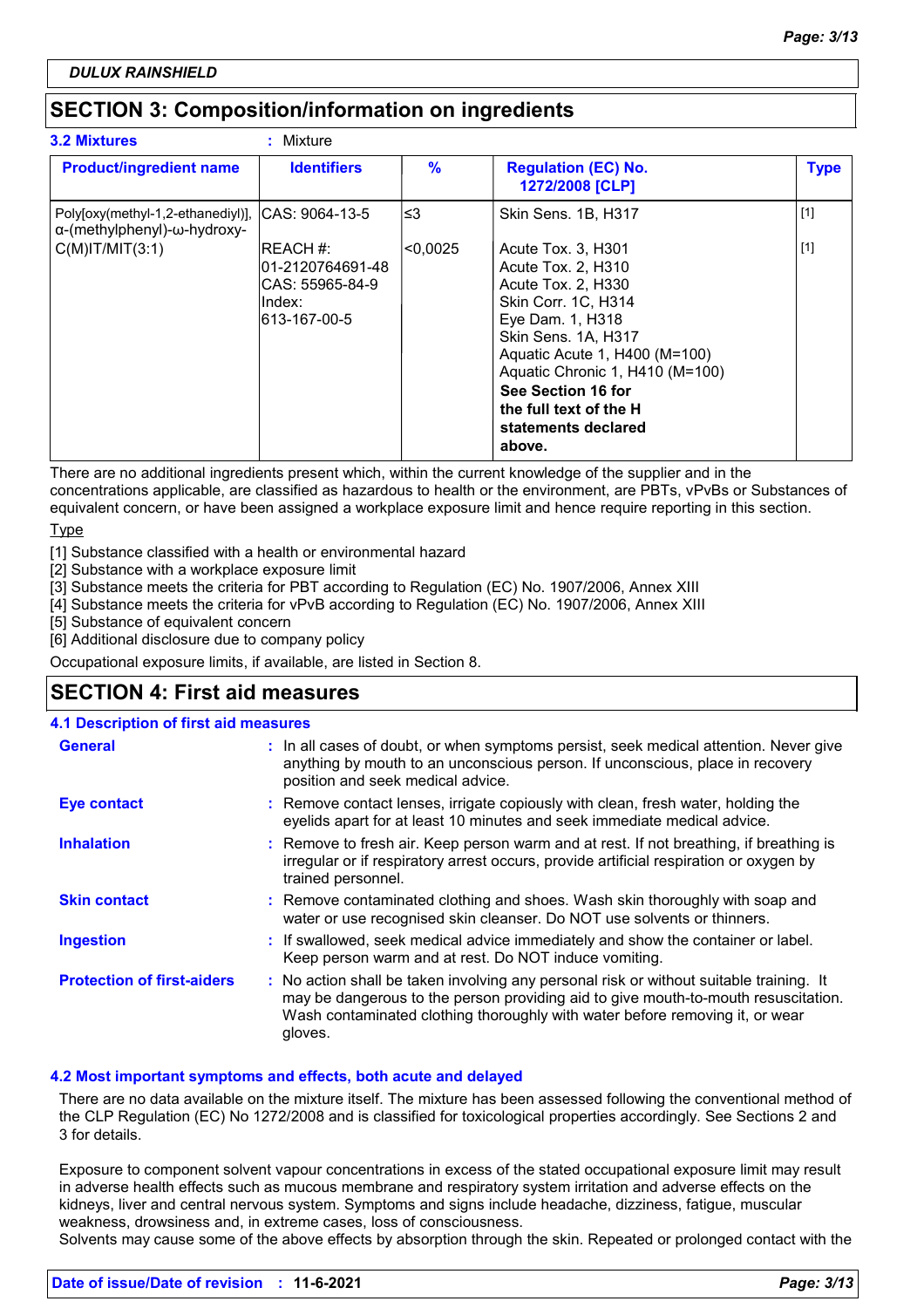**DULUX RAINSHIELD**

## SECTION 3: Composition/information on ingredients

**3.2 Mixtures** : Mixture

| Product/ingredient name | Identifiers | % | Regulation (EC) No. 1272/2008 [CLP] | Type |
|---|---|---|---|---|
| Poly[oxy(methyl-1,2-ethanediyl)], α-(methylphenyl)-ω-hydroxy- | CAS: 9064-13-5 | ≤3 | Skin Sens. 1B, H317 | [1] |
| C(M)IT/MIT(3:1) | REACH #: 01-2120764691-48 CAS: 55965-84-9 Index: 613-167-00-5 | <0,0025 | Acute Tox. 3, H301 Acute Tox. 2, H310 Acute Tox. 2, H330 Skin Corr. 1C, H314 Eye Dam. 1, H318 Skin Sens. 1A, H317 Aquatic Acute 1, H400 (M=100) Aquatic Chronic 1, H410 (M=100) **See Section 16 for the full text of the H statements declared above.** | [1] |

There are no additional ingredients present which, within the current knowledge of the supplier and in the concentrations applicable, are classified as hazardous to health or the environment, are PBTs, vPvBs or Substances of equivalent concern, or have been assigned a workplace exposure limit and hence require reporting in this section.

Type

[1] Substance classified with a health or environmental hazard
[2] Substance with a workplace exposure limit
[3] Substance meets the criteria for PBT according to Regulation (EC) No. 1907/2006, Annex XIII
[4] Substance meets the criteria for vPvB according to Regulation (EC) No. 1907/2006, Annex XIII
[5] Substance of equivalent concern
[6] Additional disclosure due to company policy

Occupational exposure limits, if available, are listed in Section 8.

## SECTION 4: First aid measures

### 4.1 Description of first aid measures

**General** : In all cases of doubt, or when symptoms persist, seek medical attention. Never give anything by mouth to an unconscious person. If unconscious, place in recovery position and seek medical advice.

**Eye contact** : Remove contact lenses, irrigate copiously with clean, fresh water, holding the eyelids apart for at least 10 minutes and seek immediate medical advice.

**Inhalation** : Remove to fresh air. Keep person warm and at rest. If not breathing, if breathing is irregular or if respiratory arrest occurs, provide artificial respiration or oxygen by trained personnel.

**Skin contact** : Remove contaminated clothing and shoes. Wash skin thoroughly with soap and water or use recognised skin cleanser. Do NOT use solvents or thinners.

**Ingestion** : If swallowed, seek medical advice immediately and show the container or label. Keep person warm and at rest. Do NOT induce vomiting.

**Protection of first-aiders** : No action shall be taken involving any personal risk or without suitable training. It may be dangerous to the person providing aid to give mouth-to-mouth resuscitation. Wash contaminated clothing thoroughly with water before removing it, or wear gloves.

### 4.2 Most important symptoms and effects, both acute and delayed

There are no data available on the mixture itself. The mixture has been assessed following the conventional method of the CLP Regulation (EC) No 1272/2008 and is classified for toxicological properties accordingly. See Sections 2 and 3 for details.

Exposure to component solvent vapour concentrations in excess of the stated occupational exposure limit may result in adverse health effects such as mucous membrane and respiratory system irritation and adverse effects on the kidneys, liver and central nervous system. Symptoms and signs include headache, dizziness, fatigue, muscular weakness, drowsiness and, in extreme cases, loss of consciousness.
Solvents may cause some of the above effects by absorption through the skin. Repeated or prolonged contact with the

**Date of issue/Date of revision** : **11-6-2021**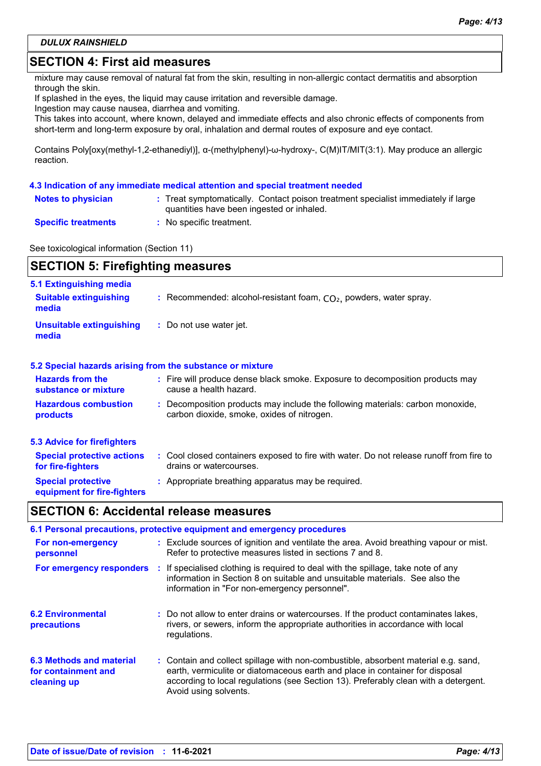## SECTION 4: First aid measures

mixture may cause removal of natural fat from the skin, resulting in non-allergic contact dermatitis and absorption through the skin.
If splashed in the eyes, the liquid may cause irritation and reversible damage.
Ingestion may cause nausea, diarrhea and vomiting.
This takes into account, where known, delayed and immediate effects and also chronic effects of components from short-term and long-term exposure by oral, inhalation and dermal routes of exposure and eye contact.

Contains Poly[oxy(methyl-1,2-ethanediyl)], α-(methylphenyl)-ω-hydroxy-, C(M)IT/MIT(3:1). May produce an allergic reaction.

### 4.3 Indication of any immediate medical attention and special treatment needed

**Notes to physician** : Treat symptomatically. Contact poison treatment specialist immediately if large quantities have been ingested or inhaled.

**Specific treatments** : No specific treatment.

See toxicological information (Section 11)

## SECTION 5: Firefighting measures

### 5.1 Extinguishing media

**Suitable extinguishing media** : Recommended: alcohol-resistant foam, $CO_2$, powders, water spray.

**Unsuitable extinguishing media** : Do not use water jet.

### 5.2 Special hazards arising from the substance or mixture

**Hazards from the substance or mixture** : Fire will produce dense black smoke. Exposure to decomposition products may cause a health hazard.

**Hazardous combustion products** : Decomposition products may include the following materials: carbon monoxide, carbon dioxide, smoke, oxides of nitrogen.

### 5.3 Advice for firefighters

**Special protective actions for fire-fighters** : Cool closed containers exposed to fire with water. Do not release runoff from fire to drains or watercourses.

**Special protective equipment for fire-fighters** : Appropriate breathing apparatus may be required.

## SECTION 6: Accidental release measures

### 6.1 Personal precautions, protective equipment and emergency procedures

**For non-emergency personnel** : Exclude sources of ignition and ventilate the area. Avoid breathing vapour or mist. Refer to protective measures listed in sections 7 and 8.

**For emergency responders** : If specialised clothing is required to deal with the spillage, take note of any information in Section 8 on suitable and unsuitable materials. See also the information in "For non-emergency personnel".

### 6.2 Environmental precautions

: Do not allow to enter drains or watercourses. If the product contaminates lakes, rivers, or sewers, inform the appropriate authorities in accordance with local regulations.

### 6.3 Methods and material for containment and cleaning up

: Contain and collect spillage with non-combustible, absorbent material e.g. sand, earth, vermiculite or diatomaceous earth and place in container for disposal according to local regulations (see Section 13). Preferably clean with a detergent. Avoid using solvents.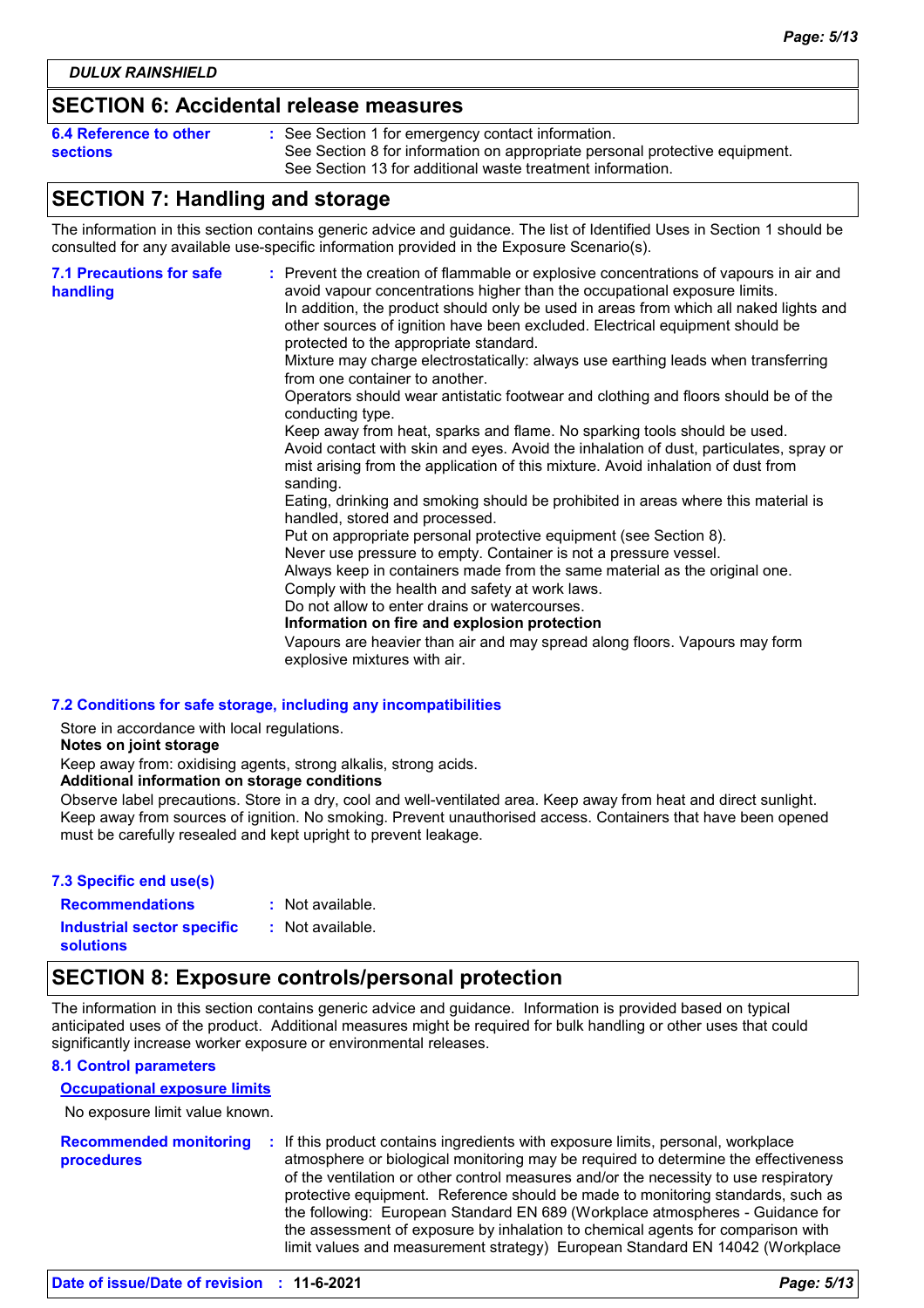**DULUX RAINSHIELD**

## SECTION 6: Accidental release measures

**6.4 Reference to other sections** : See Section 1 for emergency contact information.
See Section 8 for information on appropriate personal protective equipment.
See Section 13 for additional waste treatment information.

## SECTION 7: Handling and storage

The information in this section contains generic advice and guidance. The list of Identified Uses in Section 1 should be consulted for any available use-specific information provided in the Exposure Scenario(s).

**7.1 Precautions for safe handling** : Prevent the creation of flammable or explosive concentrations of vapours in air and avoid vapour concentrations higher than the occupational exposure limits.
In addition, the product should only be used in areas from which all naked lights and other sources of ignition have been excluded. Electrical equipment should be protected to the appropriate standard.
Mixture may charge electrostatically: always use earthing leads when transferring from one container to another.
Operators should wear antistatic footwear and clothing and floors should be of the conducting type.
Keep away from heat, sparks and flame. No sparking tools should be used.
Avoid contact with skin and eyes. Avoid the inhalation of dust, particulates, spray or mist arising from the application of this mixture. Avoid inhalation of dust from sanding.
Eating, drinking and smoking should be prohibited in areas where this material is handled, stored and processed.
Put on appropriate personal protective equipment (see Section 8).
Never use pressure to empty. Container is not a pressure vessel.
Always keep in containers made from the same material as the original one.
Comply with the health and safety at work laws.
Do not allow to enter drains or watercourses.
**Information on fire and explosion protection**
Vapours are heavier than air and may spread along floors. Vapours may form explosive mixtures with air.

**7.2 Conditions for safe storage, including any incompatibilities**

Store in accordance with local regulations.
**Notes on joint storage**
Keep away from: oxidising agents, strong alkalis, strong acids.
**Additional information on storage conditions**
Observe label precautions. Store in a dry, cool and well-ventilated area. Keep away from heat and direct sunlight. Keep away from sources of ignition. No smoking. Prevent unauthorised access. Containers that have been opened must be carefully resealed and kept upright to prevent leakage.

**7.3 Specific end use(s)**

**Recommendations** : Not available.
**Industrial sector specific solutions** : Not available.

## SECTION 8: Exposure controls/personal protection

The information in this section contains generic advice and guidance. Information is provided based on typical anticipated uses of the product. Additional measures might be required for bulk handling or other uses that could significantly increase worker exposure or environmental releases.

**8.1 Control parameters**

**Occupational exposure limits**

No exposure limit value known.

**Recommended monitoring procedures** : If this product contains ingredients with exposure limits, personal, workplace atmosphere or biological monitoring may be required to determine the effectiveness of the ventilation or other control measures and/or the necessity to use respiratory protective equipment. Reference should be made to monitoring standards, such as the following: European Standard EN 689 (Workplace atmospheres - Guidance for the assessment of exposure by inhalation to chemical agents for comparison with limit values and measurement strategy) European Standard EN 14042 (Workplace

**Date of issue/Date of revision** : 11-6-2021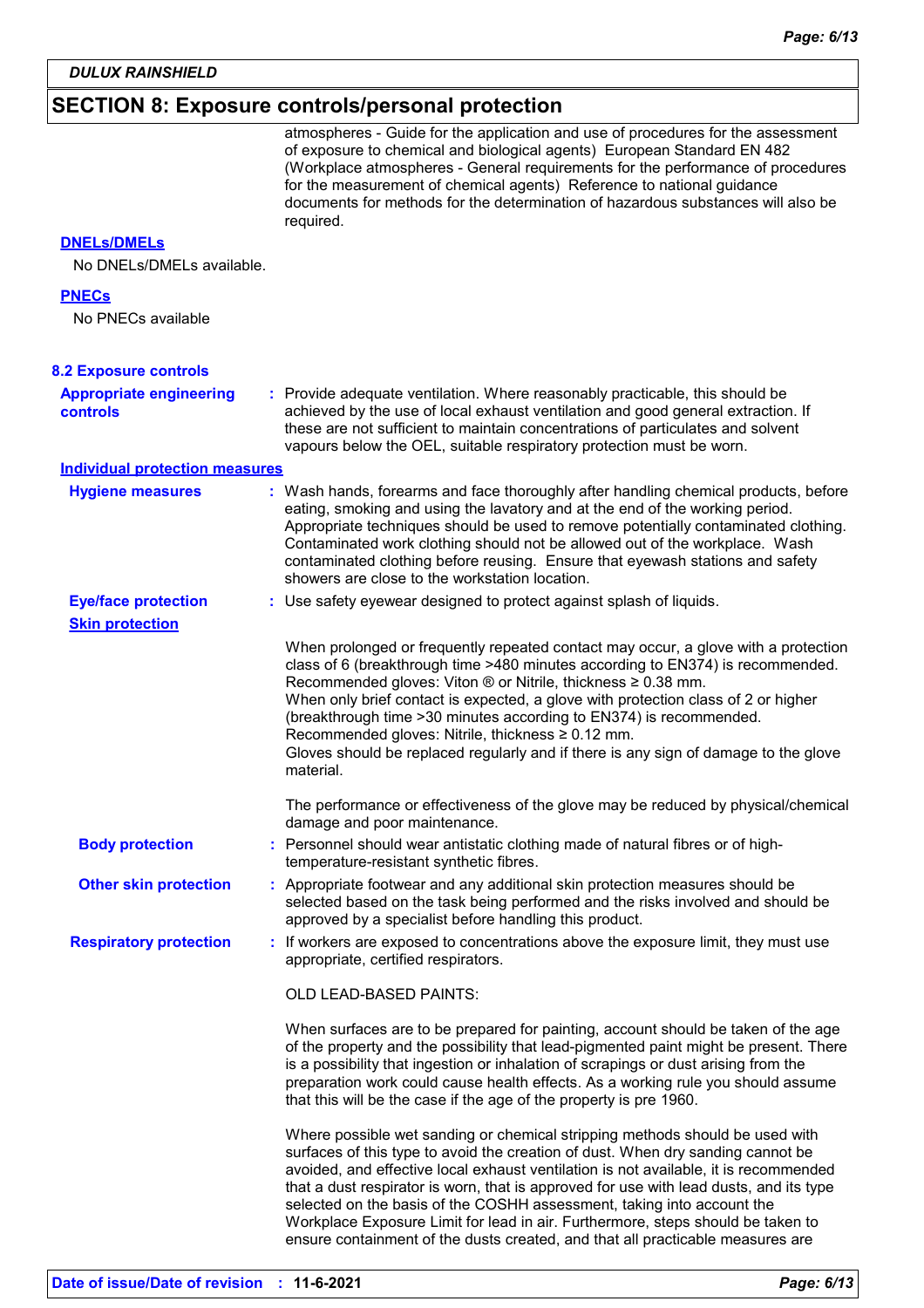## SECTION 8: Exposure controls/personal protection

atmospheres - Guide for the application and use of procedures for the assessment of exposure to chemical and biological agents) European Standard EN 482 (Workplace atmospheres - General requirements for the performance of procedures for the measurement of chemical agents) Reference to national guidance documents for methods for the determination of hazardous substances will also be required.

**DNELs/DMELs**

No DNELs/DMELs available.

**PNECs**

No PNECs available

### 8.2 Exposure controls

**Appropriate engineering controls** : Provide adequate ventilation. Where reasonably practicable, this should be achieved by the use of local exhaust ventilation and good general extraction. If these are not sufficient to maintain concentrations of particulates and solvent vapours below the OEL, suitable respiratory protection must be worn.

**Individual protection measures**

**Hygiene measures** : Wash hands, forearms and face thoroughly after handling chemical products, before eating, smoking and using the lavatory and at the end of the working period. Appropriate techniques should be used to remove potentially contaminated clothing. Contaminated work clothing should not be allowed out of the workplace. Wash contaminated clothing before reusing. Ensure that eyewash stations and safety showers are close to the workstation location.

**Eye/face protection** : Use safety eyewear designed to protect against splash of liquids.

**Skin protection**

When prolonged or frequently repeated contact may occur, a glove with a protection class of 6 (breakthrough time >480 minutes according to EN374) is recommended. Recommended gloves: Viton ® or Nitrile, thickness ≥ 0.38 mm.
When only brief contact is expected, a glove with protection class of 2 or higher (breakthrough time >30 minutes according to EN374) is recommended.
Recommended gloves: Nitrile, thickness ≥ 0.12 mm.
Gloves should be replaced regularly and if there is any sign of damage to the glove material.

The performance or effectiveness of the glove may be reduced by physical/chemical damage and poor maintenance.

**Body protection** : Personnel should wear antistatic clothing made of natural fibres or of high-temperature-resistant synthetic fibres.

**Other skin protection** : Appropriate footwear and any additional skin protection measures should be selected based on the task being performed and the risks involved and should be approved by a specialist before handling this product.

**Respiratory protection** : If workers are exposed to concentrations above the exposure limit, they must use appropriate, certified respirators.

OLD LEAD-BASED PAINTS:

When surfaces are to be prepared for painting, account should be taken of the age of the property and the possibility that lead-pigmented paint might be present. There is a possibility that ingestion or inhalation of scrapings or dust arising from the preparation work could cause health effects. As a working rule you should assume that this will be the case if the age of the property is pre 1960.

Where possible wet sanding or chemical stripping methods should be used with surfaces of this type to avoid the creation of dust. When dry sanding cannot be avoided, and effective local exhaust ventilation is not available, it is recommended that a dust respirator is worn, that is approved for use with lead dusts, and its type selected on the basis of the COSHH assessment, taking into account the Workplace Exposure Limit for lead in air. Furthermore, steps should be taken to ensure containment of the dusts created, and that all practicable measures are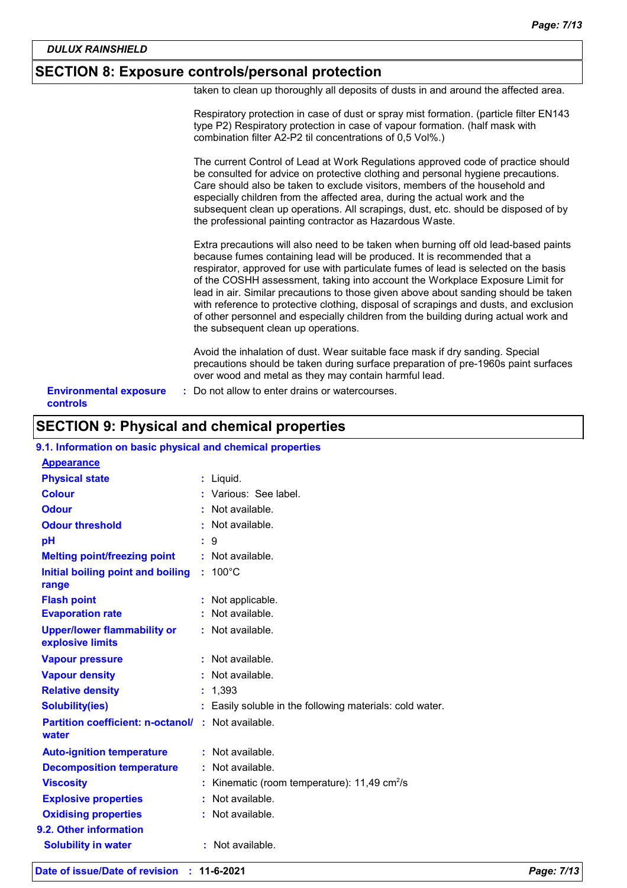## SECTION 8: Exposure controls/personal protection

taken to clean up thoroughly all deposits of dusts in and around the affected area.

Respiratory protection in case of dust or spray mist formation. (particle filter EN143 type P2) Respiratory protection in case of vapour formation. (half mask with combination filter A2-P2 til concentrations of 0,5 Vol%.)

The current Control of Lead at Work Regulations approved code of practice should be consulted for advice on protective clothing and personal hygiene precautions. Care should also be taken to exclude visitors, members of the household and especially children from the affected area, during the actual work and the subsequent clean up operations. All scrapings, dust, etc. should be disposed of by the professional painting contractor as Hazardous Waste.

Extra precautions will also need to be taken when burning off old lead-based paints because fumes containing lead will be produced. It is recommended that a respirator, approved for use with particulate fumes of lead is selected on the basis of the COSHH assessment, taking into account the Workplace Exposure Limit for lead in air. Similar precautions to those given above about sanding should be taken with reference to protective clothing, disposal of scrapings and dusts, and exclusion of other personnel and especially children from the building during actual work and the subsequent clean up operations.

Avoid the inhalation of dust. Wear suitable face mask if dry sanding. Special precautions should be taken during surface preparation of pre-1960s paint surfaces over wood and metal as they may contain harmful lead.

**Environmental exposure controls** : Do not allow to enter drains or watercourses.

## SECTION 9: Physical and chemical properties

### 9.1. Information on basic physical and chemical properties

**Appearance**

| | |
|---|---|
| **Physical state** | : Liquid. |
| **Colour** | : Various: See label. |
| **Odour** | : Not available. |
| **Odour threshold** | : Not available. |
| **pH** | : 9 |
| **Melting point/freezing point** | : Not available. |
| **Initial boiling point and boiling range** | : 100°C |
| **Flash point** | : Not applicable. |
| **Evaporation rate** | : Not available. |
| **Upper/lower flammability or explosive limits** | : Not available. |
| **Vapour pressure** | : Not available. |
| **Vapour density** | : Not available. |
| **Relative density** | : 1,393 |
| **Solubility(ies)** | : Easily soluble in the following materials: cold water. |
| **Partition coefficient: n-octanol/ water** | : Not available. |
| **Auto-ignition temperature** | : Not available. |
| **Decomposition temperature** | : Not available. |
| **Viscosity** | : Kinematic (room temperature): 11,49 $cm^2/s$ |
| **Explosive properties** | : Not available. |
| **Oxidising properties** | : Not available. |

### 9.2. Other information

| | |
|---|---|
| **Solubility in water** | : Not available. |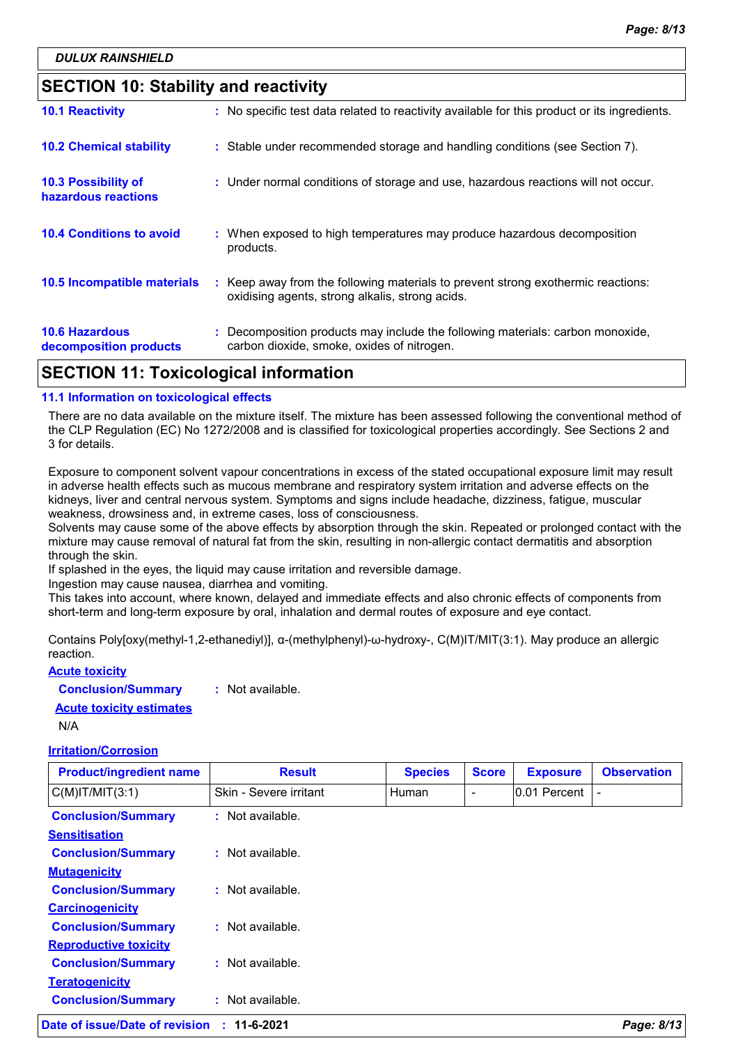## SECTION 10: Stability and reactivity

**10.1 Reactivity** : No specific test data related to reactivity available for this product or its ingredients.

**10.2 Chemical stability** : Stable under recommended storage and handling conditions (see Section 7).

**10.3 Possibility of hazardous reactions** : Under normal conditions of storage and use, hazardous reactions will not occur.

**10.4 Conditions to avoid** : When exposed to high temperatures may produce hazardous decomposition products.

**10.5 Incompatible materials** : Keep away from the following materials to prevent strong exothermic reactions: oxidising agents, strong alkalis, strong acids.

**10.6 Hazardous decomposition products** : Decomposition products may include the following materials: carbon monoxide, carbon dioxide, smoke, oxides of nitrogen.

## SECTION 11: Toxicological information

### 11.1 Information on toxicological effects

There are no data available on the mixture itself. The mixture has been assessed following the conventional method of the CLP Regulation (EC) No 1272/2008 and is classified for toxicological properties accordingly. See Sections 2 and 3 for details.

Exposure to component solvent vapour concentrations in excess of the stated occupational exposure limit may result in adverse health effects such as mucous membrane and respiratory system irritation and adverse effects on the kidneys, liver and central nervous system. Symptoms and signs include headache, dizziness, fatigue, muscular weakness, drowsiness and, in extreme cases, loss of consciousness.
Solvents may cause some of the above effects by absorption through the skin. Repeated or prolonged contact with the mixture may cause removal of natural fat from the skin, resulting in non-allergic contact dermatitis and absorption through the skin.
If splashed in the eyes, the liquid may cause irritation and reversible damage.
Ingestion may cause nausea, diarrhea and vomiting.
This takes into account, where known, delayed and immediate effects and also chronic effects of components from short-term and long-term exposure by oral, inhalation and dermal routes of exposure and eye contact.

Contains Poly[oxy(methyl-1,2-ethanediyl)], α-(methylphenyl)-ω-hydroxy-, C(M)IT/MIT(3:1). May produce an allergic reaction.

**Acute toxicity**

**Conclusion/Summary** : Not available.

**Acute toxicity estimates**

N/A

**Irritation/Corrosion**

| Product/ingredient name | Result | Species | Score | Exposure | Observation |
|---|---|---|---|---|---|
| C(M)IT/MIT(3:1) | Skin - Severe irritant | Human | - | 0.01 Percent | - |

**Conclusion/Summary** : Not available.

**Sensitisation**

**Conclusion/Summary** : Not available.

**Mutagenicity**

**Conclusion/Summary** : Not available.

**Carcinogenicity**

**Conclusion/Summary** : Not available.

**Reproductive toxicity**

**Conclusion/Summary** : Not available.

**Teratogenicity**

**Conclusion/Summary** : Not available.

**Date of issue/Date of revision** : 11-6-2021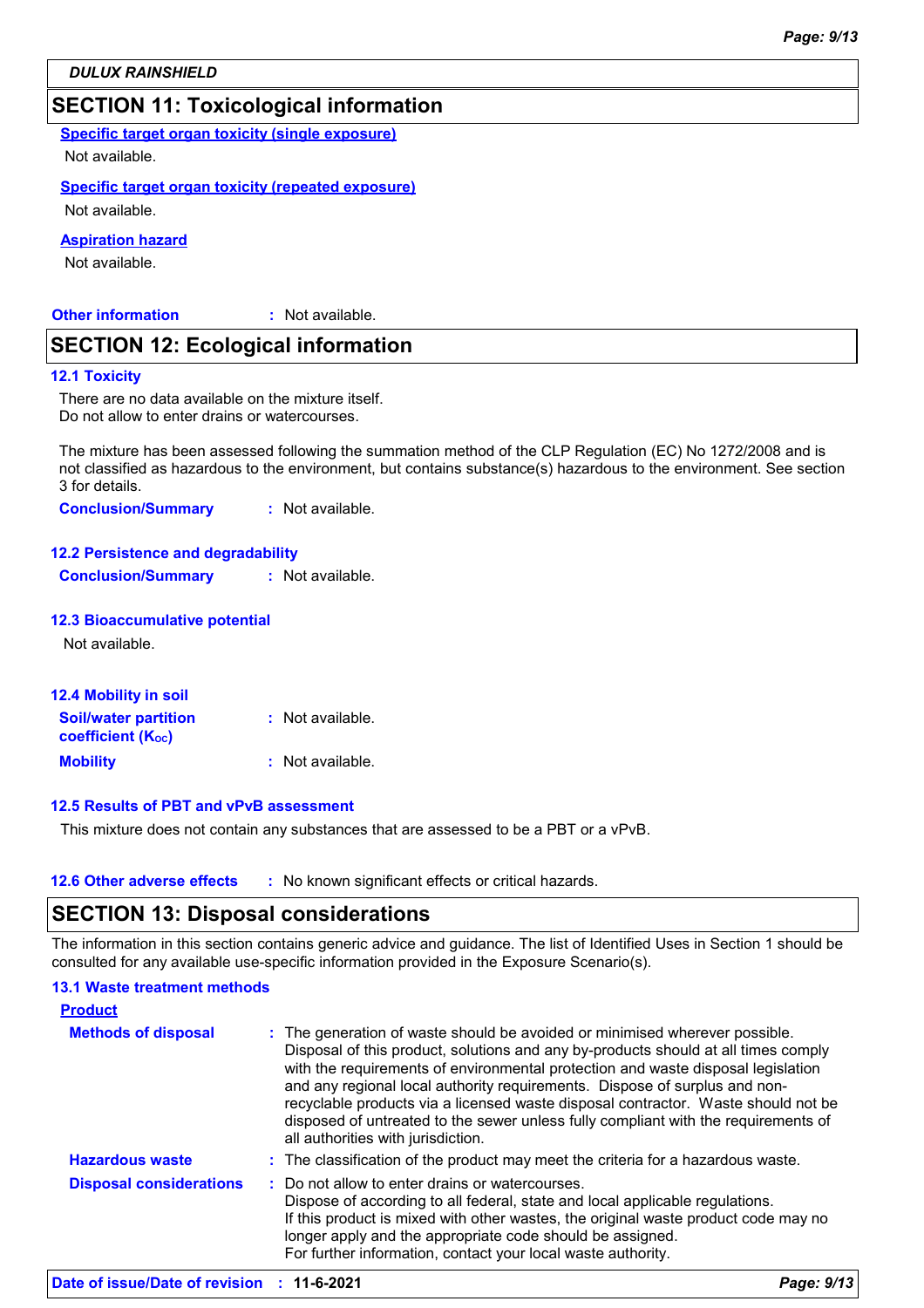## SECTION 11: Toxicological information

**Specific target organ toxicity (single exposure)**

Not available.

**Specific target organ toxicity (repeated exposure)**

Not available.

**Aspiration hazard**

Not available.

**Other information** : Not available.

## SECTION 12: Ecological information

### 12.1 Toxicity

There are no data available on the mixture itself.
Do not allow to enter drains or watercourses.

The mixture has been assessed following the summation method of the CLP Regulation (EC) No 1272/2008 and is not classified as hazardous to the environment, but contains substance(s) hazardous to the environment. See section 3 for details.

**Conclusion/Summary** : Not available.

### 12.2 Persistence and degradability

**Conclusion/Summary** : Not available.

### 12.3 Bioaccumulative potential

Not available.

### 12.4 Mobility in soil

**Soil/water partition coefficient ($K_{OC}$)** : Not available.

**Mobility** : Not available.

### 12.5 Results of PBT and vPvB assessment

This mixture does not contain any substances that are assessed to be a PBT or a vPvB.

**12.6 Other adverse effects** : No known significant effects or critical hazards.

## SECTION 13: Disposal considerations

The information in this section contains generic advice and guidance. The list of Identified Uses in Section 1 should be consulted for any available use-specific information provided in the Exposure Scenario(s).

### 13.1 Waste treatment methods

**Product**

**Methods of disposal** : The generation of waste should be avoided or minimised wherever possible. Disposal of this product, solutions and any by-products should at all times comply with the requirements of environmental protection and waste disposal legislation and any regional local authority requirements. Dispose of surplus and non-recyclable products via a licensed waste disposal contractor. Waste should not be disposed of untreated to the sewer unless fully compliant with the requirements of all authorities with jurisdiction.

**Hazardous waste** : The classification of the product may meet the criteria for a hazardous waste.

**Disposal considerations** : Do not allow to enter drains or watercourses.
Dispose of according to all federal, state and local applicable regulations.
If this product is mixed with other wastes, the original waste product code may no longer apply and the appropriate code should be assigned.
For further information, contact your local waste authority.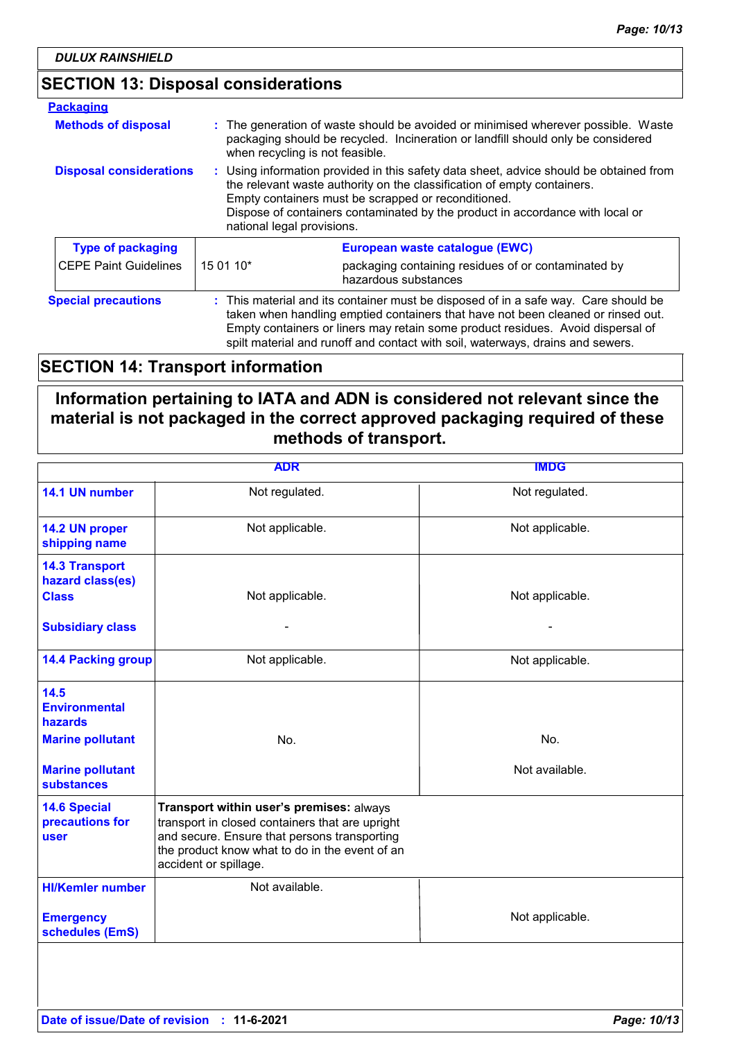## SECTION 13: Disposal considerations

### Packaging

**Methods of disposal** : The generation of waste should be avoided or minimised wherever possible. Waste packaging should be recycled. Incineration or landfill should only be considered when recycling is not feasible.

**Disposal considerations** : Using information provided in this safety data sheet, advice should be obtained from the relevant waste authority on the classification of empty containers.
Empty containers must be scrapped or reconditioned.
Dispose of containers contaminated by the product in accordance with local or national legal provisions.

| Type of packaging | European waste catalogue (EWC) | |
|---|---|---|
| CEPE Paint Guidelines | 15 01 10* | packaging containing residues of or contaminated by hazardous substances |

**Special precautions** : This material and its container must be disposed of in a safe way. Care should be taken when handling emptied containers that have not been cleaned or rinsed out. Empty containers or liners may retain some product residues. Avoid dispersal of spilt material and runoff and contact with soil, waterways, drains and sewers.

## SECTION 14: Transport information

**Information pertaining to IATA and ADN is considered not relevant since the material is not packaged in the correct approved packaging required of these methods of transport.**

| | ADR | IMDG |
|---|---|---|
| **14.1 UN number** | Not regulated. | Not regulated. |
| **14.2 UN proper shipping name** | Not applicable. | Not applicable. |
| **14.3 Transport hazard class(es)** **Class** | Not applicable. | Not applicable. |
| **Subsidiary class** | - | - |
| **14.4 Packing group** | Not applicable. | Not applicable. |
| **14.5 Environmental hazards** **Marine pollutant** | No. | No. |
| **Marine pollutant substances** | | Not available. |
| **14.6 Special precautions for user** | **Transport within user's premises:** always transport in closed containers that are upright and secure. Ensure that persons transporting the product know what to do in the event of an accident or spillage. | |
| **HI/Kemler number** | Not available. | |
| **Emergency schedules (EmS)** | | Not applicable. |

**Date of issue/Date of revision** : **11-6-2021**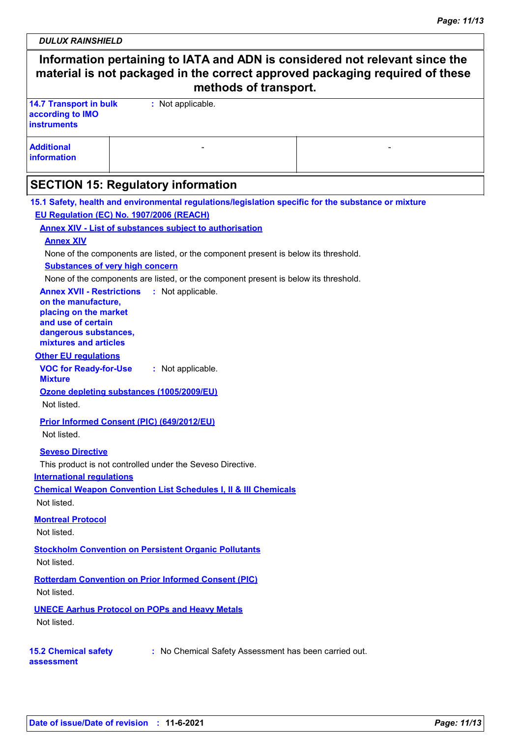**Information pertaining to IATA and ADN is considered not relevant since the material is not packaged in the correct approved packaging required of these methods of transport.**

| | | |
|---|---|---|
| **14.7 Transport in bulk according to IMO instruments** | : Not applicable. | |
| **Additional information** | - | - |

## SECTION 15: Regulatory information

**15.1 Safety, health and environmental regulations/legislation specific for the substance or mixture**

**EU Regulation (EC) No. 1907/2006 (REACH)**

**Annex XIV - List of substances subject to authorisation**

**Annex XIV**

None of the components are listed, or the component present is below its threshold.

**Substances of very high concern**

None of the components are listed, or the component present is below its threshold.

**Annex XVII - Restrictions on the manufacture, placing on the market and use of certain dangerous substances, mixtures and articles** : Not applicable.

**Other EU regulations**

**VOC for Ready-for-Use Mixture** : Not applicable.

**Ozone depleting substances (1005/2009/EU)**

Not listed.

**Prior Informed Consent (PIC) (649/2012/EU)**

Not listed.

**Seveso Directive**

This product is not controlled under the Seveso Directive.

**International regulations**

**Chemical Weapon Convention List Schedules I, II & III Chemicals**

Not listed.

**Montreal Protocol**

Not listed.

**Stockholm Convention on Persistent Organic Pollutants**

Not listed.

**Rotterdam Convention on Prior Informed Consent (PIC)**

Not listed.

**UNECE Aarhus Protocol on POPs and Heavy Metals**

Not listed.

**15.2 Chemical safety assessment** : No Chemical Safety Assessment has been carried out.

**Date of issue/Date of revision** : **11-6-2021**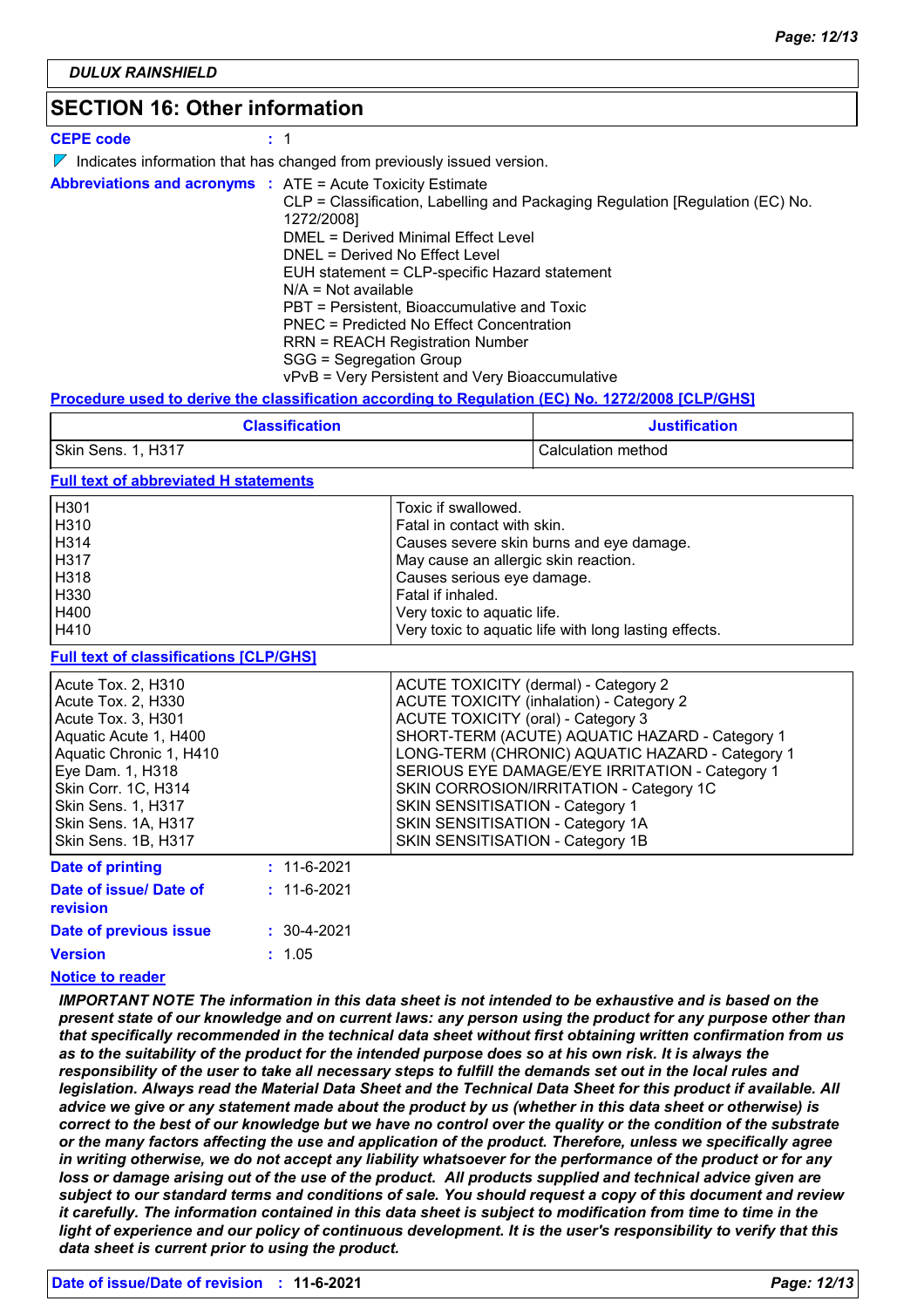DULUX RAINSHIELD

## SECTION 16: Other information

**CEPE code** : 1

◤ Indicates information that has changed from previously issued version.

**Abbreviations and acronyms** :
ATE = Acute Toxicity Estimate
CLP = Classification, Labelling and Packaging Regulation [Regulation (EC) No. 1272/2008]
DMEL = Derived Minimal Effect Level
DNEL = Derived No Effect Level
EUH statement = CLP-specific Hazard statement
N/A = Not available
PBT = Persistent, Bioaccumulative and Toxic
PNEC = Predicted No Effect Concentration
RRN = REACH Registration Number
SGG = Segregation Group
vPvB = Very Persistent and Very Bioaccumulative

**Procedure used to derive the classification according to Regulation (EC) No. 1272/2008 [CLP/GHS]**

| Classification | Justification |
|---|---|
| Skin Sens. 1, H317 | Calculation method |

**Full text of abbreviated H statements**

| | |
|---|---|
| H301 | Toxic if swallowed. |
| H310 | Fatal in contact with skin. |
| H314 | Causes severe skin burns and eye damage. |
| H317 | May cause an allergic skin reaction. |
| H318 | Causes serious eye damage. |
| H330 | Fatal if inhaled. |
| H400 | Very toxic to aquatic life. |
| H410 | Very toxic to aquatic life with long lasting effects. |

**Full text of classifications [CLP/GHS]**

| | |
|---|---|
| Acute Tox. 2, H310 | ACUTE TOXICITY (dermal) - Category 2 |
| Acute Tox. 2, H330 | ACUTE TOXICITY (inhalation) - Category 2 |
| Acute Tox. 3, H301 | ACUTE TOXICITY (oral) - Category 3 |
| Aquatic Acute 1, H400 | SHORT-TERM (ACUTE) AQUATIC HAZARD - Category 1 |
| Aquatic Chronic 1, H410 | LONG-TERM (CHRONIC) AQUATIC HAZARD - Category 1 |
| Eye Dam. 1, H318 | SERIOUS EYE DAMAGE/EYE IRRITATION - Category 1 |
| Skin Corr. 1C, H314 | SKIN CORROSION/IRRITATION - Category 1C |
| Skin Sens. 1, H317 | SKIN SENSITISATION - Category 1 |
| Skin Sens. 1A, H317 | SKIN SENSITISATION - Category 1A |
| Skin Sens. 1B, H317 | SKIN SENSITISATION - Category 1B |

**Date of printing** : 11-6-2021

**Date of issue/ Date of revision** : 11-6-2021

**Date of previous issue** : 30-4-2021

**Version** : 1.05

**Notice to reader**

***IMPORTANT NOTE The information in this data sheet is not intended to be exhaustive and is based on the present state of our knowledge and on current laws: any person using the product for any purpose other than that specifically recommended in the technical data sheet without first obtaining written confirmation from us as to the suitability of the product for the intended purpose does so at his own risk. It is always the responsibility of the user to take all necessary steps to fulfill the demands set out in the local rules and legislation. Always read the Material Data Sheet and the Technical Data Sheet for this product if available. All advice we give or any statement made about the product by us (whether in this data sheet or otherwise) is correct to the best of our knowledge but we have no control over the quality or the condition of the substrate or the many factors affecting the use and application of the product. Therefore, unless we specifically agree in writing otherwise, we do not accept any liability whatsoever for the performance of the product or for any loss or damage arising out of the use of the product. All products supplied and technical advice given are subject to our standard terms and conditions of sale. You should request a copy of this document and review it carefully. The information contained in this data sheet is subject to modification from time to time in the light of experience and our policy of continuous development. It is the user's responsibility to verify that this data sheet is current prior to using the product.***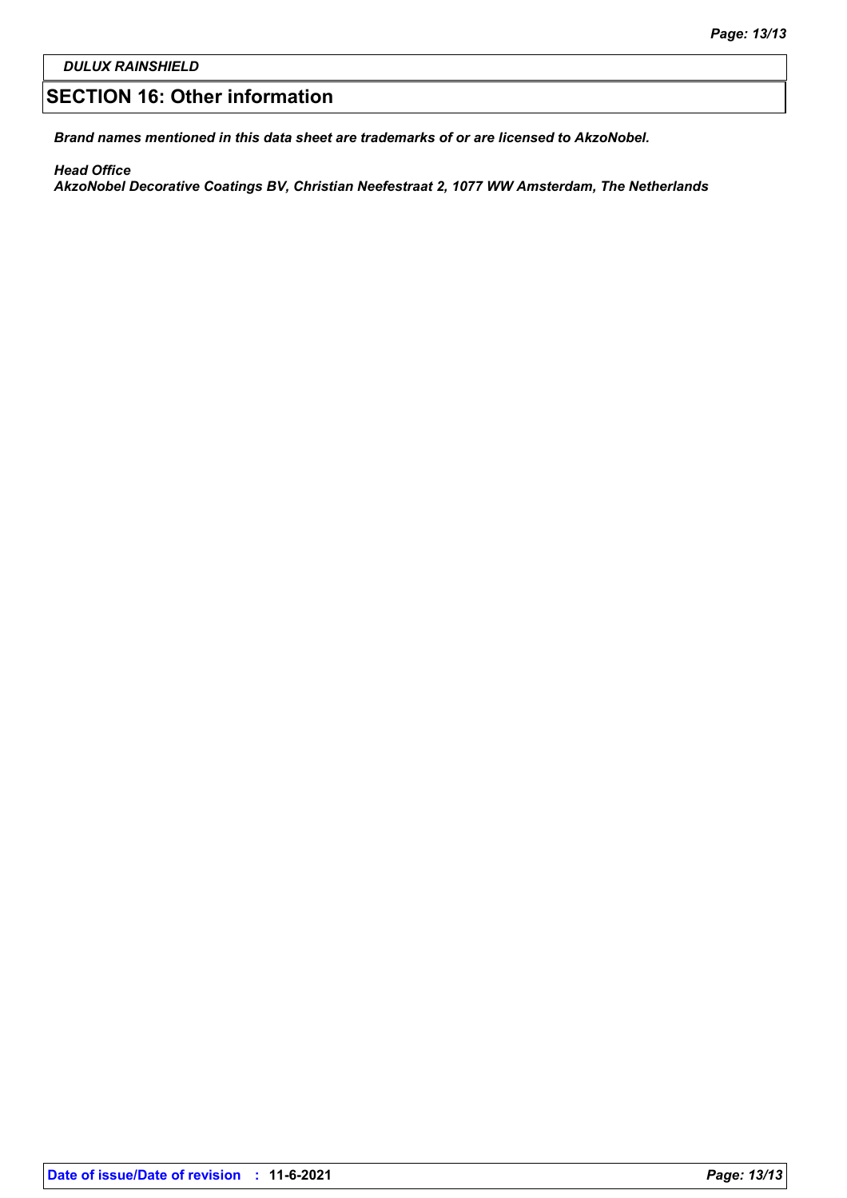## SECTION 16: Other information

***Brand names mentioned in this data sheet are trademarks of or are licensed to AkzoNobel.***

***Head Office***
***AkzoNobel Decorative Coatings BV, Christian Neefestraat 2, 1077 WW Amsterdam, The Netherlands***